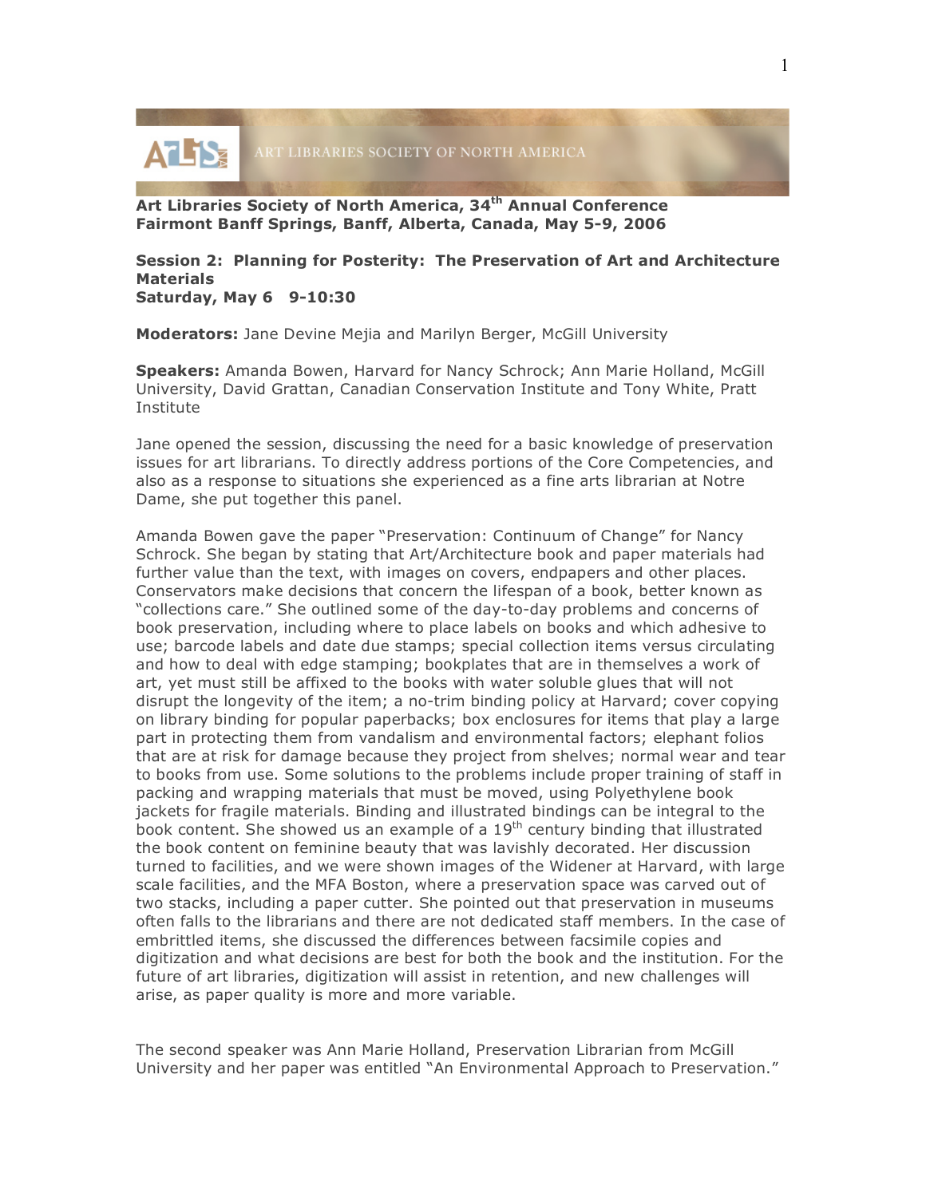ART LIBRARIES SOCIETY OF NORTH AMERICA

**Art Libraries Society of North America, 34th Annual Conference**
**Fairmont Banff Springs, Banff, Alberta, Canada, May 5-9, 2006**

**Session 2: Planning for Posterity: The Preservation of Art and Architecture Materials**
**Saturday, May 6 9-10:30**

**Moderators:** Jane Devine Mejia and Marilyn Berger, McGill University

**Speakers:** Amanda Bowen, Harvard for Nancy Schrock; Ann Marie Holland, McGill University, David Grattan, Canadian Conservation Institute and Tony White, Pratt Institute

Jane opened the session, discussing the need for a basic knowledge of preservation issues for art librarians. To directly address portions of the Core Competencies, and also as a response to situations she experienced as a fine arts librarian at Notre Dame, she put together this panel.

Amanda Bowen gave the paper "Preservation: Continuum of Change" for Nancy Schrock. She began by stating that Art/Architecture book and paper materials had further value than the text, with images on covers, endpapers and other places. Conservators make decisions that concern the lifespan of a book, better known as "collections care." She outlined some of the day-to-day problems and concerns of book preservation, including where to place labels on books and which adhesive to use; barcode labels and date due stamps; special collection items versus circulating and how to deal with edge stamping; bookplates that are in themselves a work of art, yet must still be affixed to the books with water soluble glues that will not disrupt the longevity of the item; a no-trim binding policy at Harvard; cover copying on library binding for popular paperbacks; box enclosures for items that play a large part in protecting them from vandalism and environmental factors; elephant folios that are at risk for damage because they project from shelves; normal wear and tear to books from use. Some solutions to the problems include proper training of staff in packing and wrapping materials that must be moved, using Polyethylene book jackets for fragile materials. Binding and illustrated bindings can be integral to the book content. She showed us an example of a 19th century binding that illustrated the book content on feminine beauty that was lavishly decorated. Her discussion turned to facilities, and we were shown images of the Widener at Harvard, with large scale facilities, and the MFA Boston, where a preservation space was carved out of two stacks, including a paper cutter. She pointed out that preservation in museums often falls to the librarians and there are not dedicated staff members. In the case of embrittled items, she discussed the differences between facsimile copies and digitization and what decisions are best for both the book and the institution. For the future of art libraries, digitization will assist in retention, and new challenges will arise, as paper quality is more and more variable.

The second speaker was Ann Marie Holland, Preservation Librarian from McGill University and her paper was entitled "An Environmental Approach to Preservation."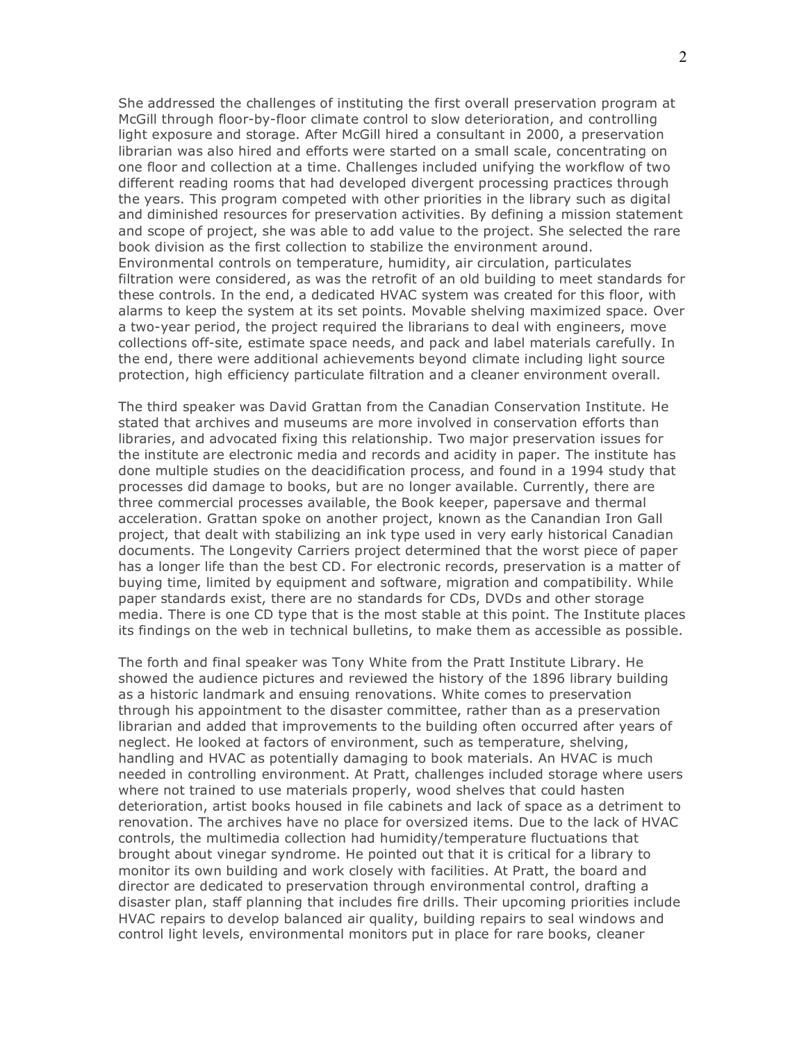She addressed the challenges of instituting the first overall preservation program at McGill through floor-by-floor climate control to slow deterioration, and controlling light exposure and storage. After McGill hired a consultant in 2000, a preservation librarian was also hired and efforts were started on a small scale, concentrating on one floor and collection at a time. Challenges included unifying the workflow of two different reading rooms that had developed divergent processing practices through the years. This program competed with other priorities in the library such as digital and diminished resources for preservation activities. By defining a mission statement and scope of project, she was able to add value to the project. She selected the rare book division as the first collection to stabilize the environment around. Environmental controls on temperature, humidity, air circulation, particulates filtration were considered, as was the retrofit of an old building to meet standards for these controls. In the end, a dedicated HVAC system was created for this floor, with alarms to keep the system at its set points. Movable shelving maximized space. Over a two-year period, the project required the librarians to deal with engineers, move collections off-site, estimate space needs, and pack and label materials carefully. In the end, there were additional achievements beyond climate including light source protection, high efficiency particulate filtration and a cleaner environment overall.

The third speaker was David Grattan from the Canadian Conservation Institute. He stated that archives and museums are more involved in conservation efforts than libraries, and advocated fixing this relationship. Two major preservation issues for the institute are electronic media and records and acidity in paper. The institute has done multiple studies on the deacidification process, and found in a 1994 study that processes did damage to books, but are no longer available. Currently, there are three commercial processes available, the Book keeper, papersave and thermal acceleration. Grattan spoke on another project, known as the Canandian Iron Gall project, that dealt with stabilizing an ink type used in very early historical Canadian documents. The Longevity Carriers project determined that the worst piece of paper has a longer life than the best CD. For electronic records, preservation is a matter of buying time, limited by equipment and software, migration and compatibility. While paper standards exist, there are no standards for CDs, DVDs and other storage media. There is one CD type that is the most stable at this point. The Institute places its findings on the web in technical bulletins, to make them as accessible as possible.

The forth and final speaker was Tony White from the Pratt Institute Library. He showed the audience pictures and reviewed the history of the 1896 library building as a historic landmark and ensuing renovations. White comes to preservation through his appointment to the disaster committee, rather than as a preservation librarian and added that improvements to the building often occurred after years of neglect. He looked at factors of environment, such as temperature, shelving, handling and HVAC as potentially damaging to book materials. An HVAC is much needed in controlling environment. At Pratt, challenges included storage where users where not trained to use materials properly, wood shelves that could hasten deterioration, artist books housed in file cabinets and lack of space as a detriment to renovation. The archives have no place for oversized items. Due to the lack of HVAC controls, the multimedia collection had humidity/temperature fluctuations that brought about vinegar syndrome. He pointed out that it is critical for a library to monitor its own building and work closely with facilities. At Pratt, the board and director are dedicated to preservation through environmental control, drafting a disaster plan, staff planning that includes fire drills. Their upcoming priorities include HVAC repairs to develop balanced air quality, building repairs to seal windows and control light levels, environmental monitors put in place for rare books, cleaner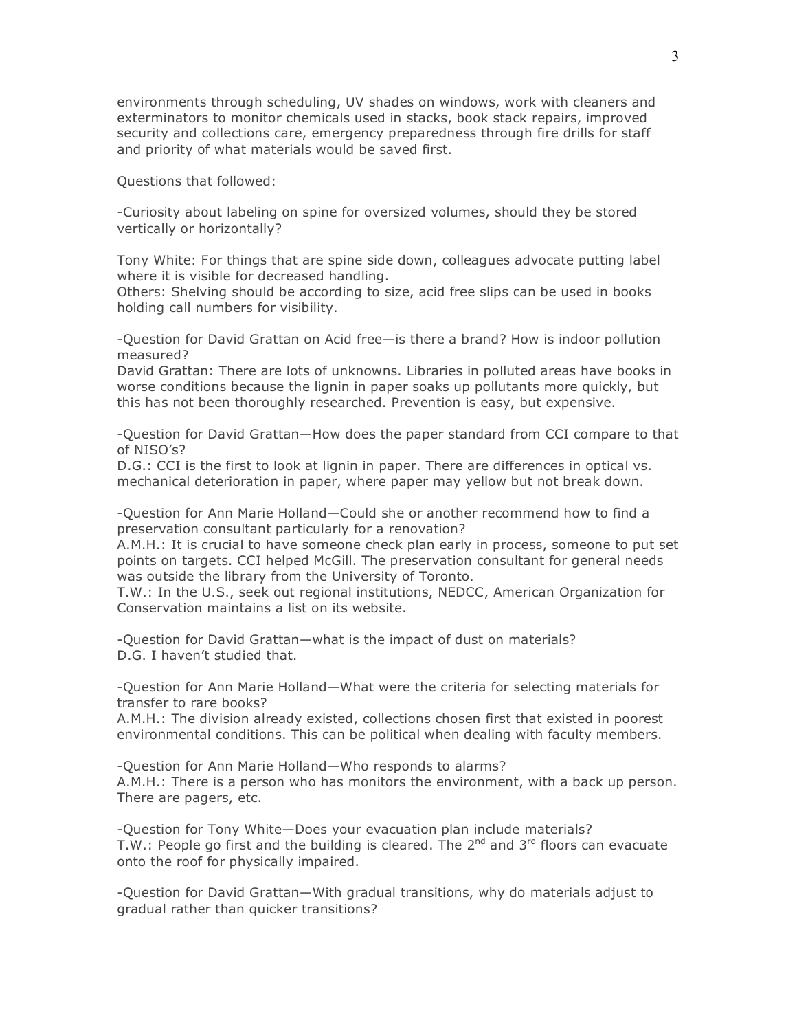environments through scheduling, UV shades on windows, work with cleaners and exterminators to monitor chemicals used in stacks, book stack repairs, improved security and collections care, emergency preparedness through fire drills for staff and priority of what materials would be saved first.

Questions that followed:

-Curiosity about labeling on spine for oversized volumes, should they be stored vertically or horizontally?

Tony White: For things that are spine side down, colleagues advocate putting label where it is visible for decreased handling.
Others: Shelving should be according to size, acid free slips can be used in books holding call numbers for visibility.

-Question for David Grattan on Acid free—is there a brand? How is indoor pollution measured?
David Grattan: There are lots of unknowns. Libraries in polluted areas have books in worse conditions because the lignin in paper soaks up pollutants more quickly, but this has not been thoroughly researched. Prevention is easy, but expensive.

-Question for David Grattan—How does the paper standard from CCI compare to that of NISO's?
D.G.: CCI is the first to look at lignin in paper. There are differences in optical vs. mechanical deterioration in paper, where paper may yellow but not break down.

-Question for Ann Marie Holland—Could she or another recommend how to find a preservation consultant particularly for a renovation?
A.M.H.: It is crucial to have someone check plan early in process, someone to put set points on targets. CCI helped McGill. The preservation consultant for general needs was outside the library from the University of Toronto.
T.W.: In the U.S., seek out regional institutions, NEDCC, American Organization for Conservation maintains a list on its website.

-Question for David Grattan—what is the impact of dust on materials?
D.G. I haven't studied that.

-Question for Ann Marie Holland—What were the criteria for selecting materials for transfer to rare books?
A.M.H.: The division already existed, collections chosen first that existed in poorest environmental conditions. This can be political when dealing with faculty members.

-Question for Ann Marie Holland—Who responds to alarms?
A.M.H.: There is a person who has monitors the environment, with a back up person. There are pagers, etc.

-Question for Tony White—Does your evacuation plan include materials?
T.W.: People go first and the building is cleared. The 2nd and 3rd floors can evacuate onto the roof for physically impaired.

-Question for David Grattan—With gradual transitions, why do materials adjust to gradual rather than quicker transitions?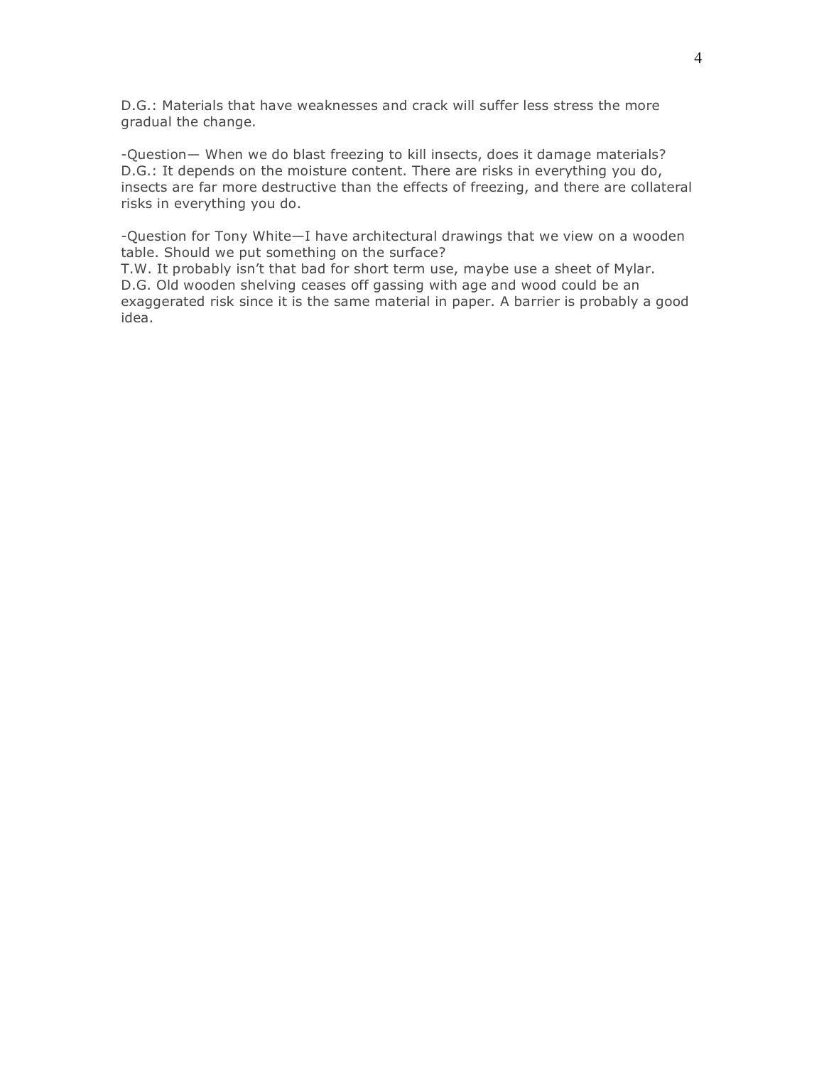D.G.: Materials that have weaknesses and crack will suffer less stress the more gradual the change.

-Question— When we do blast freezing to kill insects, does it damage materials?
D.G.: It depends on the moisture content. There are risks in everything you do, insects are far more destructive than the effects of freezing, and there are collateral risks in everything you do.

-Question for Tony White—I have architectural drawings that we view on a wooden table. Should we put something on the surface?
T.W. It probably isn't that bad for short term use, maybe use a sheet of Mylar.
D.G. Old wooden shelving ceases off gassing with age and wood could be an exaggerated risk since it is the same material in paper. A barrier is probably a good idea.